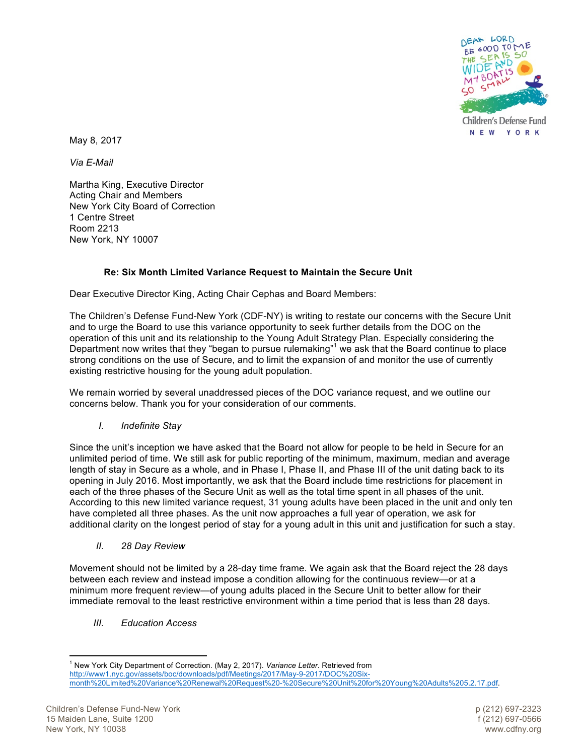May 8, 2017

*Via E-Mail*

Martha King, Executive Director
Acting Chair and Members
New York City Board of Correction
1 Centre Street
Room 2213
New York, NY 10007

**Re: Six Month Limited Variance Request to Maintain the Secure Unit**

Dear Executive Director King, Acting Chair Cephas and Board Members:

The Children's Defense Fund-New York (CDF-NY) is writing to restate our concerns with the Secure Unit and to urge the Board to use this variance opportunity to seek further details from the DOC on the operation of this unit and its relationship to the Young Adult Strategy Plan. Especially considering the Department now writes that they "began to pursue rulemaking"[1] we ask that the Board continue to place strong conditions on the use of Secure, and to limit the expansion of and monitor the use of currently existing restrictive housing for the young adult population.

We remain worried by several unaddressed pieces of the DOC variance request, and we outline our concerns below. Thank you for your consideration of our comments.

*I. Indefinite Stay*

Since the unit's inception we have asked that the Board not allow for people to be held in Secure for an unlimited period of time. We still ask for public reporting of the minimum, maximum, median and average length of stay in Secure as a whole, and in Phase I, Phase II, and Phase III of the unit dating back to its opening in July 2016. Most importantly, we ask that the Board include time restrictions for placement in each of the three phases of the Secure Unit as well as the total time spent in all phases of the unit. According to this new limited variance request, 31 young adults have been placed in the unit and only ten have completed all three phases. As the unit now approaches a full year of operation, we ask for additional clarity on the longest period of stay for a young adult in this unit and justification for such a stay.

*II. 28 Day Review*

Movement should not be limited by a 28-day time frame. We again ask that the Board reject the 28 days between each review and instead impose a condition allowing for the continuous review—or at a minimum more frequent review—of young adults placed in the Secure Unit to better allow for their immediate removal to the least restrictive environment within a time period that is less than 28 days.

*III. Education Access*

---

[1] New York City Department of Correction. (May 2, 2017). *Variance Letter*. Retrieved from http://www1.nyc.gov/assets/boc/downloads/pdf/Meetings/2017/May-9-2017/DOC%20Six-month%20Limited%20Variance%20Renewal%20Request%20-%20Secure%20Unit%20for%20Young%20Adults%205.2.17.pdf.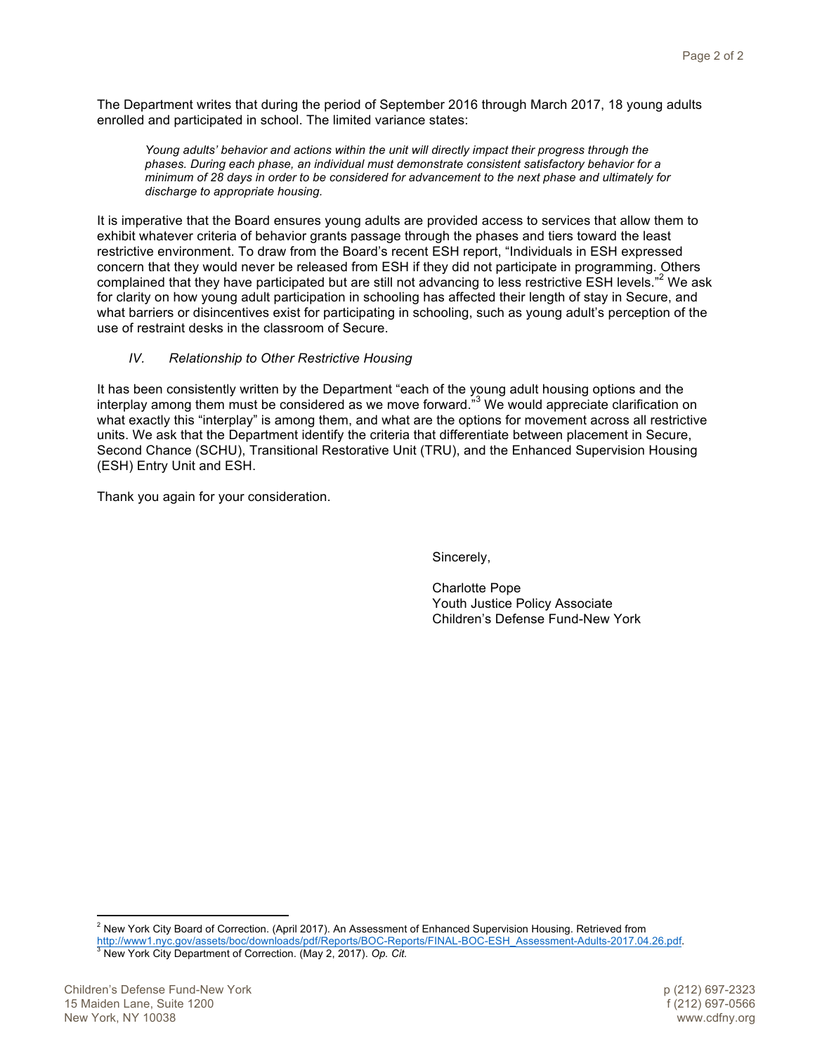The Department writes that during the period of September 2016 through March 2017, 18 young adults enrolled and participated in school. The limited variance states:

> *Young adults' behavior and actions within the unit will directly impact their progress through the phases. During each phase, an individual must demonstrate consistent satisfactory behavior for a minimum of 28 days in order to be considered for advancement to the next phase and ultimately for discharge to appropriate housing.*

It is imperative that the Board ensures young adults are provided access to services that allow them to exhibit whatever criteria of behavior grants passage through the phases and tiers toward the least restrictive environment. To draw from the Board's recent ESH report, "Individuals in ESH expressed concern that they would never be released from ESH if they did not participate in programming. Others complained that they have participated but are still not advancing to less restrictive ESH levels."[2] We ask for clarity on how young adult participation in schooling has affected their length of stay in Secure, and what barriers or disincentives exist for participating in schooling, such as young adult's perception of the use of restraint desks in the classroom of Secure.

### *IV. Relationship to Other Restrictive Housing*

It has been consistently written by the Department "each of the young adult housing options and the interplay among them must be considered as we move forward."[3] We would appreciate clarification on what exactly this "interplay" is among them, and what are the options for movement across all restrictive units. We ask that the Department identify the criteria that differentiate between placement in Secure, Second Chance (SCHU), Transitional Restorative Unit (TRU), and the Enhanced Supervision Housing (ESH) Entry Unit and ESH.

Thank you again for your consideration.

Sincerely,

Charlotte Pope
Youth Justice Policy Associate
Children's Defense Fund-New York

---

[2] New York City Board of Correction. (April 2017). An Assessment of Enhanced Supervision Housing. Retrieved from http://www1.nyc.gov/assets/boc/downloads/pdf/Reports/BOC-Reports/FINAL-BOC-ESH_Assessment-Adults-2017.04.26.pdf.

[3] New York City Department of Correction. (May 2, 2017). *Op. Cit.*

Children's Defense Fund-New York
15 Maiden Lane, Suite 1200
New York, NY 10038

p (212) 697-2323
f (212) 697-0566
www.cdfny.org